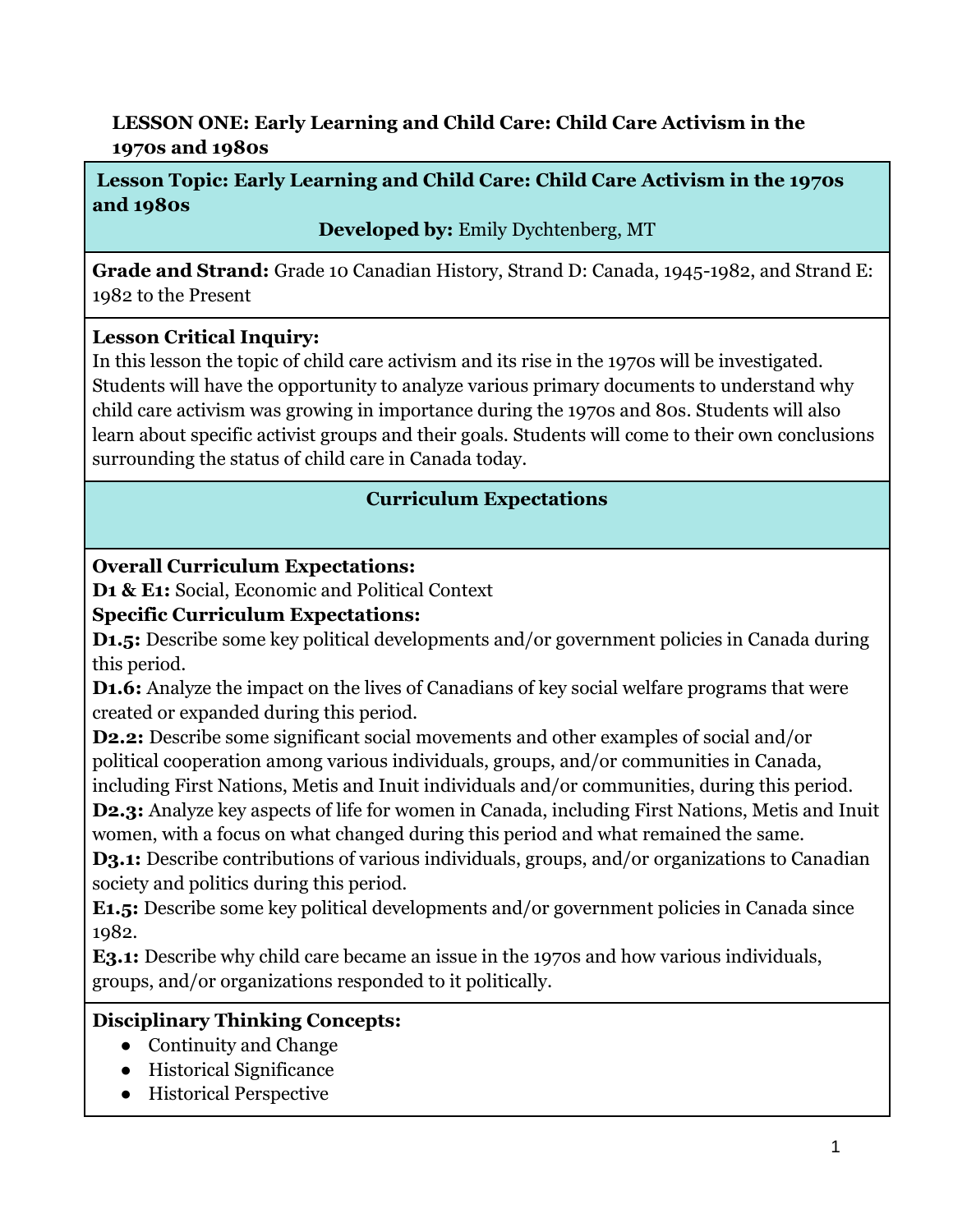**LESSON ONE: Early Learning and Child Care: Child Care Activism in the 1970s and 1980s**

**Lesson Topic: Early Learning and Child Care: Child Care Activism in the 1970s and 1980s**

**Developed by:** Emily Dychtenberg, MT

**Grade and Strand:** Grade 10 Canadian History, Strand D: Canada, 1945-1982, and Strand E: 1982 to the Present

**Lesson Critical Inquiry:**
In this lesson the topic of child care activism and its rise in the 1970s will be investigated. Students will have the opportunity to analyze various primary documents to understand why child care activism was growing in importance during the 1970s and 80s. Students will also learn about specific activist groups and their goals. Students will come to their own conclusions surrounding the status of child care in Canada today.

**Curriculum Expectations**

**Overall Curriculum Expectations:**
**D1 & E1:** Social, Economic and Political Context
**Specific Curriculum Expectations:**
**D1.5:** Describe some key political developments and/or government policies in Canada during this period.
**D1.6:** Analyze the impact on the lives of Canadians of key social welfare programs that were created or expanded during this period.
**D2.2:** Describe some significant social movements and other examples of social and/or political cooperation among various individuals, groups, and/or communities in Canada, including First Nations, Metis and Inuit individuals and/or communities, during this period.
**D2.3:** Analyze key aspects of life for women in Canada, including First Nations, Metis and Inuit women, with a focus on what changed during this period and what remained the same.
**D3.1:** Describe contributions of various individuals, groups, and/or organizations to Canadian society and politics during this period.
**E1.5:** Describe some key political developments and/or government policies in Canada since 1982.
**E3.1:** Describe why child care became an issue in the 1970s and how various individuals, groups, and/or organizations responded to it politically.

**Disciplinary Thinking Concepts:**

- Continuity and Change
- Historical Significance
- Historical Perspective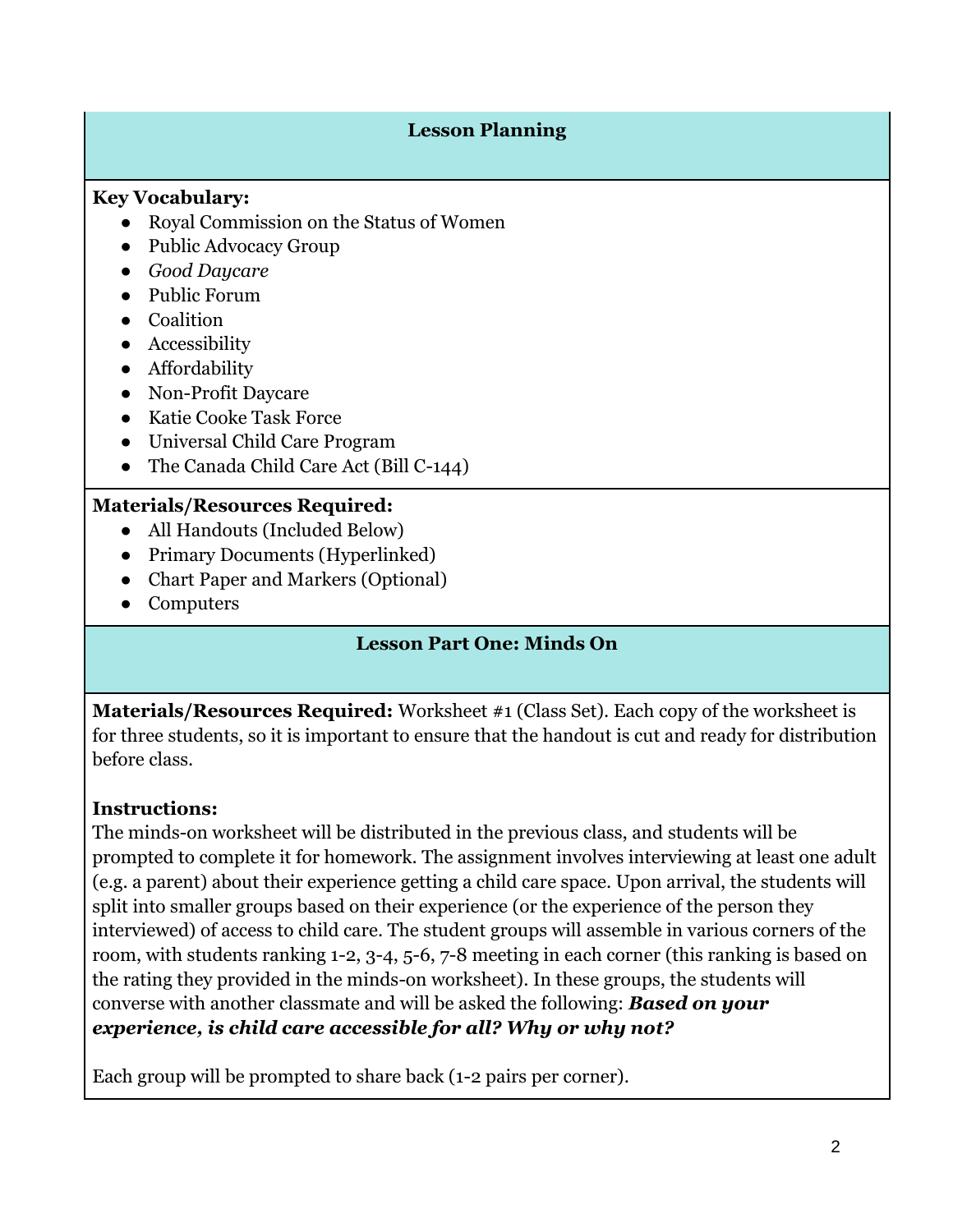## Lesson Planning

**Key Vocabulary:**

- Royal Commission on the Status of Women
- Public Advocacy Group
- *Good Daycare*
- Public Forum
- Coalition
- Accessibility
- Affordability
- Non-Profit Daycare
- Katie Cooke Task Force
- Universal Child Care Program
- The Canada Child Care Act (Bill C-144)

**Materials/Resources Required:**

- All Handouts (Included Below)
- Primary Documents (Hyperlinked)
- Chart Paper and Markers (Optional)
- Computers

## Lesson Part One: Minds On

**Materials/Resources Required:** Worksheet #1 (Class Set). Each copy of the worksheet is for three students, so it is important to ensure that the handout is cut and ready for distribution before class.

**Instructions:**
The minds-on worksheet will be distributed in the previous class, and students will be prompted to complete it for homework. The assignment involves interviewing at least one adult (e.g. a parent) about their experience getting a child care space. Upon arrival, the students will split into smaller groups based on their experience (or the experience of the person they interviewed) of access to child care. The student groups will assemble in various corners of the room, with students ranking 1-2, 3-4, 5-6, 7-8 meeting in each corner (this ranking is based on the rating they provided in the minds-on worksheet). In these groups, the students will converse with another classmate and will be asked the following: ***Based on your experience, is child care accessible for all? Why or why not?***

Each group will be prompted to share back (1-2 pairs per corner).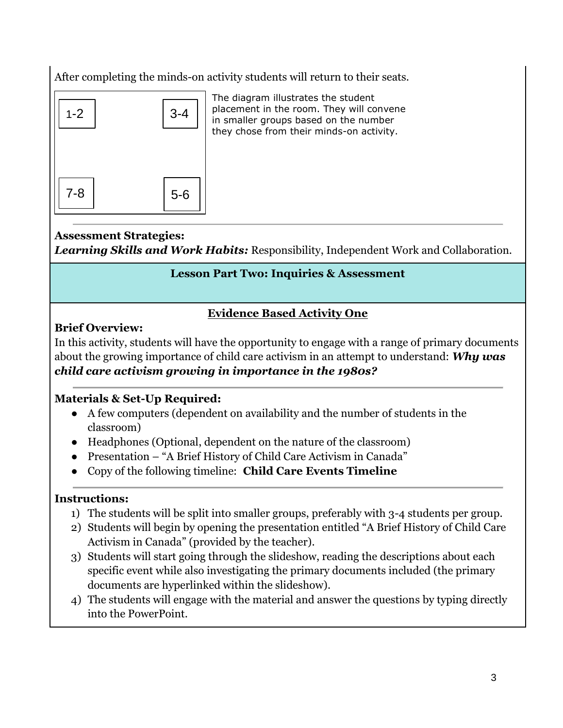After completing the minds-on activity students will return to their seats.

| 1-2 | 3-4 |
| --- | --- |
| 7-8 | 5-6 |

The diagram illustrates the student placement in the room. They will convene in smaller groups based on the number they chose from their minds-on activity.

---

**Assessment Strategies:**
***Learning Skills and Work Habits:*** Responsibility, Independent Work and Collaboration.

## Lesson Part Two: Inquiries & Assessment

### Evidence Based Activity One

**Brief Overview:**
In this activity, students will have the opportunity to engage with a range of primary documents about the growing importance of child care activism in an attempt to understand: ***Why was child care activism growing in importance in the 1980s?***

---

**Materials & Set-Up Required:**

- A few computers (dependent on availability and the number of students in the classroom)
- Headphones (Optional, dependent on the nature of the classroom)
- Presentation – "A Brief History of Child Care Activism in Canada"
- Copy of the following timeline: **Child Care Events Timeline**

---

**Instructions:**

1) The students will be split into smaller groups, preferably with 3-4 students per group.
2) Students will begin by opening the presentation entitled "A Brief History of Child Care Activism in Canada" (provided by the teacher).
3) Students will start going through the slideshow, reading the descriptions about each specific event while also investigating the primary documents included (the primary documents are hyperlinked within the slideshow).
4) The students will engage with the material and answer the questions by typing directly into the PowerPoint.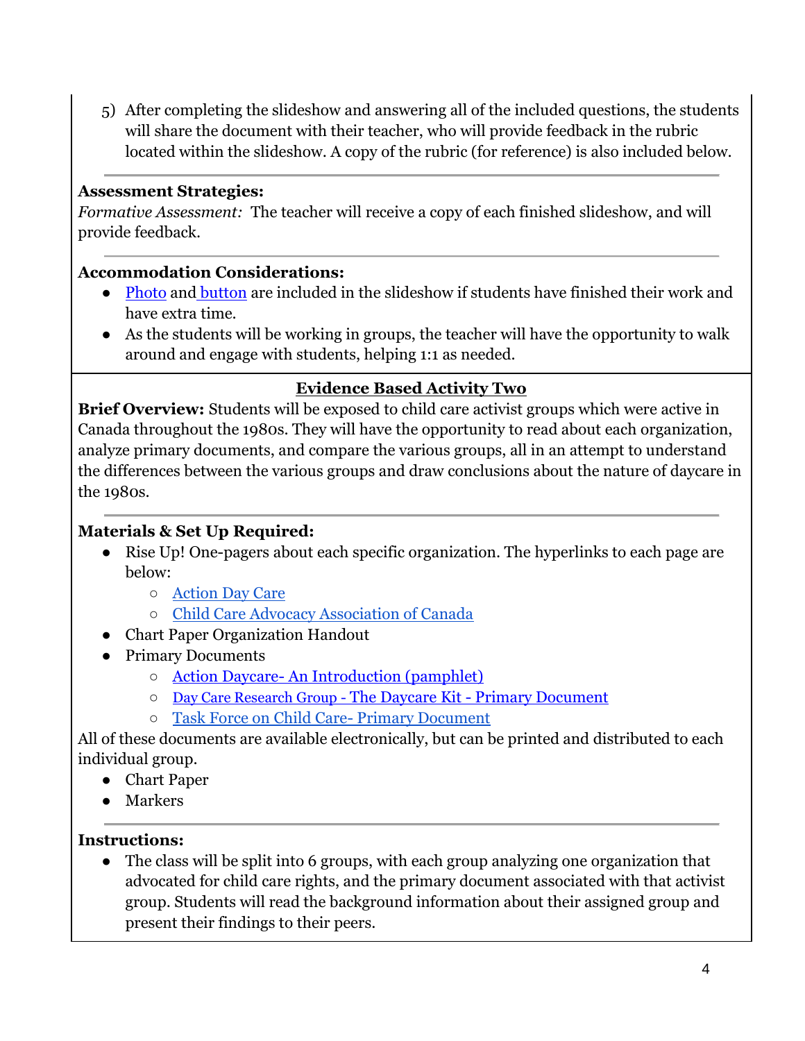5) After completing the slideshow and answering all of the included questions, the students will share the document with their teacher, who will provide feedback in the rubric located within the slideshow. A copy of the rubric (for reference) is also included below.

---

**Assessment Strategies:**
*Formative Assessment:* The teacher will receive a copy of each finished slideshow, and will provide feedback.

---

**Accommodation Considerations:**

- Photo and button are included in the slideshow if students have finished their work and have extra time.
- As the students will be working in groups, the teacher will have the opportunity to walk around and engage with students, helping 1:1 as needed.

## Evidence Based Activity Two

**Brief Overview:** Students will be exposed to child care activist groups which were active in Canada throughout the 1980s. They will have the opportunity to read about each organization, analyze primary documents, and compare the various groups, all in an attempt to understand the differences between the various groups and draw conclusions about the nature of daycare in the 1980s.

---

**Materials & Set Up Required:**

- Rise Up! One-pagers about each specific organization. The hyperlinks to each page are below:
  - Action Day Care
  - Child Care Advocacy Association of Canada
- Chart Paper Organization Handout
- Primary Documents
  - Action Daycare- An Introduction (pamphlet)
  - Day Care Research Group - The Daycare Kit - Primary Document
  - Task Force on Child Care- Primary Document

All of these documents are available electronically, but can be printed and distributed to each individual group.

- Chart Paper
- Markers

---

**Instructions:**

- The class will be split into 6 groups, with each group analyzing one organization that advocated for child care rights, and the primary document associated with that activist group. Students will read the background information about their assigned group and present their findings to their peers.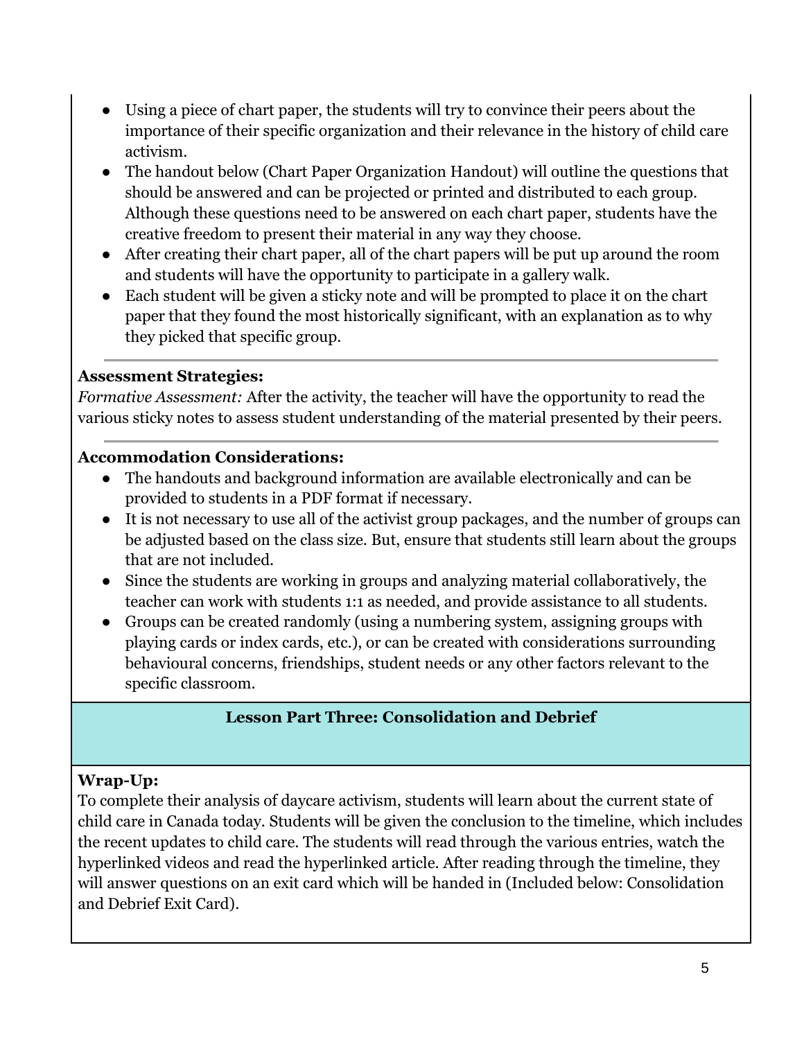- Using a piece of chart paper, the students will try to convince their peers about the importance of their specific organization and their relevance in the history of child care activism.
- The handout below (Chart Paper Organization Handout) will outline the questions that should be answered and can be projected or printed and distributed to each group. Although these questions need to be answered on each chart paper, students have the creative freedom to present their material in any way they choose.
- After creating their chart paper, all of the chart papers will be put up around the room and students will have the opportunity to participate in a gallery walk.
- Each student will be given a sticky note and will be prompted to place it on the chart paper that they found the most historically significant, with an explanation as to why they picked that specific group.

---

**Assessment Strategies:**

*Formative Assessment:* After the activity, the teacher will have the opportunity to read the various sticky notes to assess student understanding of the material presented by their peers.

---

**Accommodation Considerations:**

- The handouts and background information are available electronically and can be provided to students in a PDF format if necessary.
- It is not necessary to use all of the activist group packages, and the number of groups can be adjusted based on the class size. But, ensure that students still learn about the groups that are not included.
- Since the students are working in groups and analyzing material collaboratively, the teacher can work with students 1:1 as needed, and provide assistance to all students.
- Groups can be created randomly (using a numbering system, assigning groups with playing cards or index cards, etc.), or can be created with considerations surrounding behavioural concerns, friendships, student needs or any other factors relevant to the specific classroom.

## Lesson Part Three: Consolidation and Debrief

**Wrap-Up:**

To complete their analysis of daycare activism, students will learn about the current state of child care in Canada today. Students will be given the conclusion to the timeline, which includes the recent updates to child care. The students will read through the various entries, watch the hyperlinked videos and read the hyperlinked article. After reading through the timeline, they will answer questions on an exit card which will be handed in (Included below: Consolidation and Debrief Exit Card).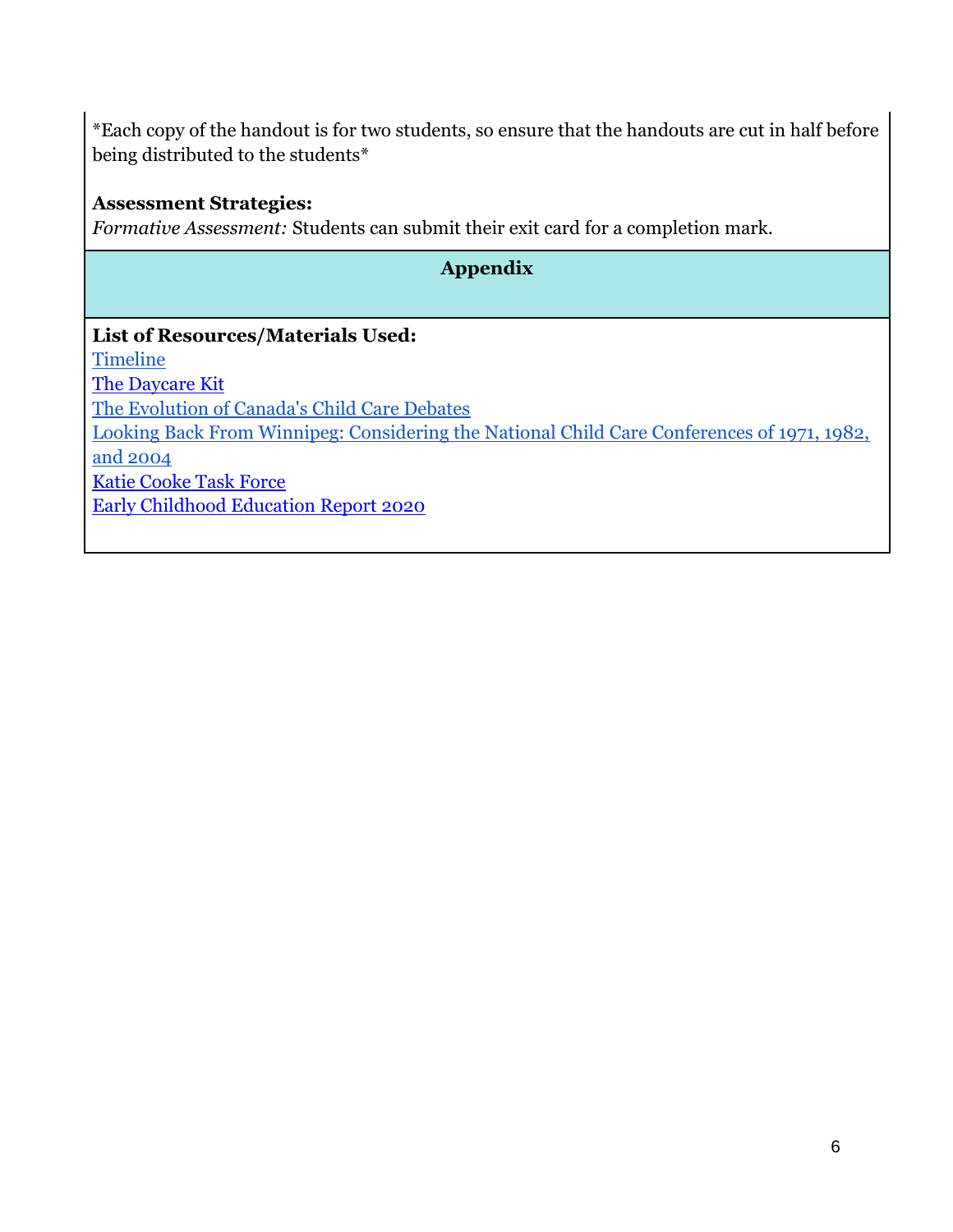*Each copy of the handout is for two students, so ensure that the handouts are cut in half before being distributed to the students*

**Assessment Strategies:**
*Formative Assessment:* Students can submit their exit card for a completion mark.

## Appendix

**List of Resources/Materials Used:**

Timeline
The Daycare Kit
The Evolution of Canada's Child Care Debates
Looking Back From Winnipeg: Considering the National Child Care Conferences of 1971, 1982, and 2004
Katie Cooke Task Force
Early Childhood Education Report 2020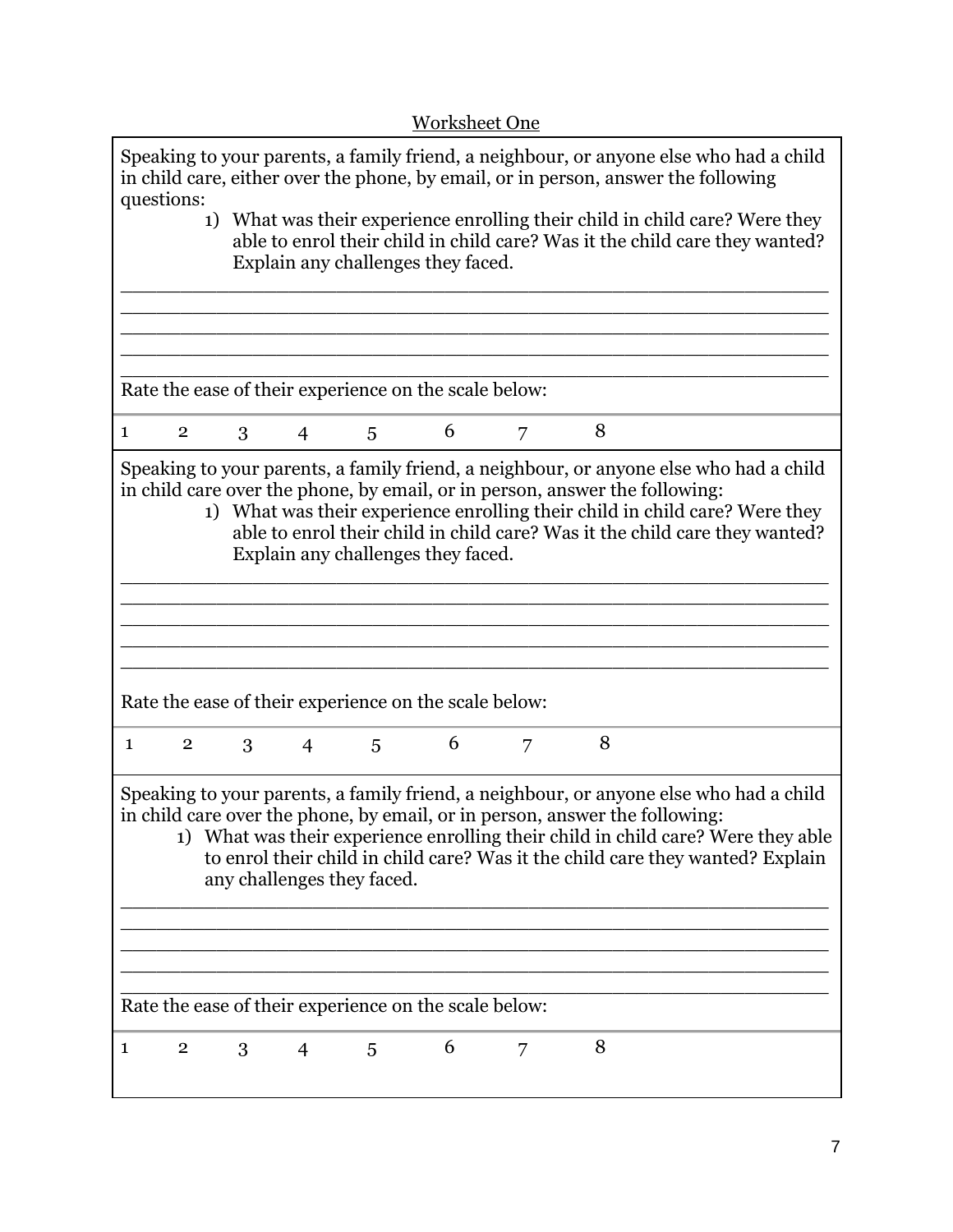Worksheet One

Speaking to your parents, a family friend, a neighbour, or anyone else who had a child in child care, either over the phone, by email, or in person, answer the following questions:

1) What was their experience enrolling their child in child care? Were they able to enrol their child in child care? Was it the child care they wanted? Explain any challenges they faced.

\_\_\_\_\_\_\_\_\_\_\_\_\_\_\_\_\_\_\_\_\_\_\_\_\_\_\_\_\_\_\_\_\_\_\_\_\_\_\_\_\_\_\_\_\_\_\_\_\_\_\_\_\_\_\_\_\_\_
\_\_\_\_\_\_\_\_\_\_\_\_\_\_\_\_\_\_\_\_\_\_\_\_\_\_\_\_\_\_\_\_\_\_\_\_\_\_\_\_\_\_\_\_\_\_\_\_\_\_\_\_\_\_\_\_\_\_
\_\_\_\_\_\_\_\_\_\_\_\_\_\_\_\_\_\_\_\_\_\_\_\_\_\_\_\_\_\_\_\_\_\_\_\_\_\_\_\_\_\_\_\_\_\_\_\_\_\_\_\_\_\_\_\_\_\_
\_\_\_\_\_\_\_\_\_\_\_\_\_\_\_\_\_\_\_\_\_\_\_\_\_\_\_\_\_\_\_\_\_\_\_\_\_\_\_\_\_\_\_\_\_\_\_\_\_\_\_\_\_\_\_\_\_\_
\_\_\_\_\_\_\_\_\_\_\_\_\_\_\_\_\_\_\_\_\_\_\_\_\_\_\_\_\_\_\_\_\_\_\_\_\_\_\_\_\_\_\_\_\_\_\_\_\_\_\_\_\_\_\_\_\_\_

Rate the ease of their experience on the scale below:

1 2 3 4 5 6 7 8

Speaking to your parents, a family friend, a neighbour, or anyone else who had a child in child care over the phone, by email, or in person, answer the following:

1) What was their experience enrolling their child in child care? Were they able to enrol their child in child care? Was it the child care they wanted? Explain any challenges they faced.

\_\_\_\_\_\_\_\_\_\_\_\_\_\_\_\_\_\_\_\_\_\_\_\_\_\_\_\_\_\_\_\_\_\_\_\_\_\_\_\_\_\_\_\_\_\_\_\_\_\_\_\_\_\_\_\_\_\_
\_\_\_\_\_\_\_\_\_\_\_\_\_\_\_\_\_\_\_\_\_\_\_\_\_\_\_\_\_\_\_\_\_\_\_\_\_\_\_\_\_\_\_\_\_\_\_\_\_\_\_\_\_\_\_\_\_\_
\_\_\_\_\_\_\_\_\_\_\_\_\_\_\_\_\_\_\_\_\_\_\_\_\_\_\_\_\_\_\_\_\_\_\_\_\_\_\_\_\_\_\_\_\_\_\_\_\_\_\_\_\_\_\_\_\_\_
\_\_\_\_\_\_\_\_\_\_\_\_\_\_\_\_\_\_\_\_\_\_\_\_\_\_\_\_\_\_\_\_\_\_\_\_\_\_\_\_\_\_\_\_\_\_\_\_\_\_\_\_\_\_\_\_\_\_
\_\_\_\_\_\_\_\_\_\_\_\_\_\_\_\_\_\_\_\_\_\_\_\_\_\_\_\_\_\_\_\_\_\_\_\_\_\_\_\_\_\_\_\_\_\_\_\_\_\_\_\_\_\_\_\_\_\_

Rate the ease of their experience on the scale below:

1 2 3 4 5 6 7 8

Speaking to your parents, a family friend, a neighbour, or anyone else who had a child in child care over the phone, by email, or in person, answer the following:

1) What was their experience enrolling their child in child care? Were they able to enrol their child in child care? Was it the child care they wanted? Explain any challenges they faced.

\_\_\_\_\_\_\_\_\_\_\_\_\_\_\_\_\_\_\_\_\_\_\_\_\_\_\_\_\_\_\_\_\_\_\_\_\_\_\_\_\_\_\_\_\_\_\_\_\_\_\_\_\_\_\_\_\_\_
\_\_\_\_\_\_\_\_\_\_\_\_\_\_\_\_\_\_\_\_\_\_\_\_\_\_\_\_\_\_\_\_\_\_\_\_\_\_\_\_\_\_\_\_\_\_\_\_\_\_\_\_\_\_\_\_\_\_
\_\_\_\_\_\_\_\_\_\_\_\_\_\_\_\_\_\_\_\_\_\_\_\_\_\_\_\_\_\_\_\_\_\_\_\_\_\_\_\_\_\_\_\_\_\_\_\_\_\_\_\_\_\_\_\_\_\_
\_\_\_\_\_\_\_\_\_\_\_\_\_\_\_\_\_\_\_\_\_\_\_\_\_\_\_\_\_\_\_\_\_\_\_\_\_\_\_\_\_\_\_\_\_\_\_\_\_\_\_\_\_\_\_\_\_\_
\_\_\_\_\_\_\_\_\_\_\_\_\_\_\_\_\_\_\_\_\_\_\_\_\_\_\_\_\_\_\_\_\_\_\_\_\_\_\_\_\_\_\_\_\_\_\_\_\_\_\_\_\_\_\_\_\_\_

Rate the ease of their experience on the scale below:

1 2 3 4 5 6 7 8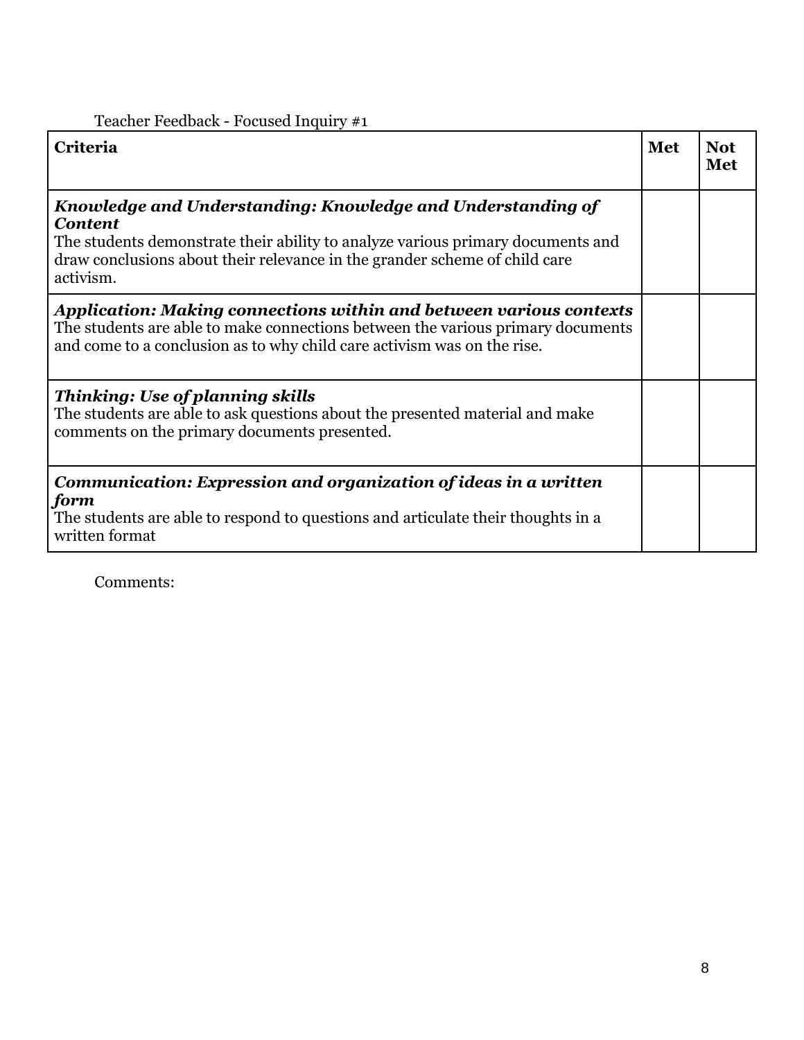Teacher Feedback - Focused Inquiry #1

| Criteria | Met | Not Met |
|---|---|---|
| ***Knowledge and Understanding: Knowledge and Understanding of Content***<br>The students demonstrate their ability to analyze various primary documents and draw conclusions about their relevance in the grander scheme of child care activism. | | |
| ***Application: Making connections within and between various contexts***<br>The students are able to make connections between the various primary documents and come to a conclusion as to why child care activism was on the rise. | | |
| ***Thinking: Use of planning skills***<br>The students are able to ask questions about the presented material and make comments on the primary documents presented. | | |
| ***Communication: Expression and organization of ideas in a written form***<br>The students are able to respond to questions and articulate their thoughts in a written format | | |

Comments: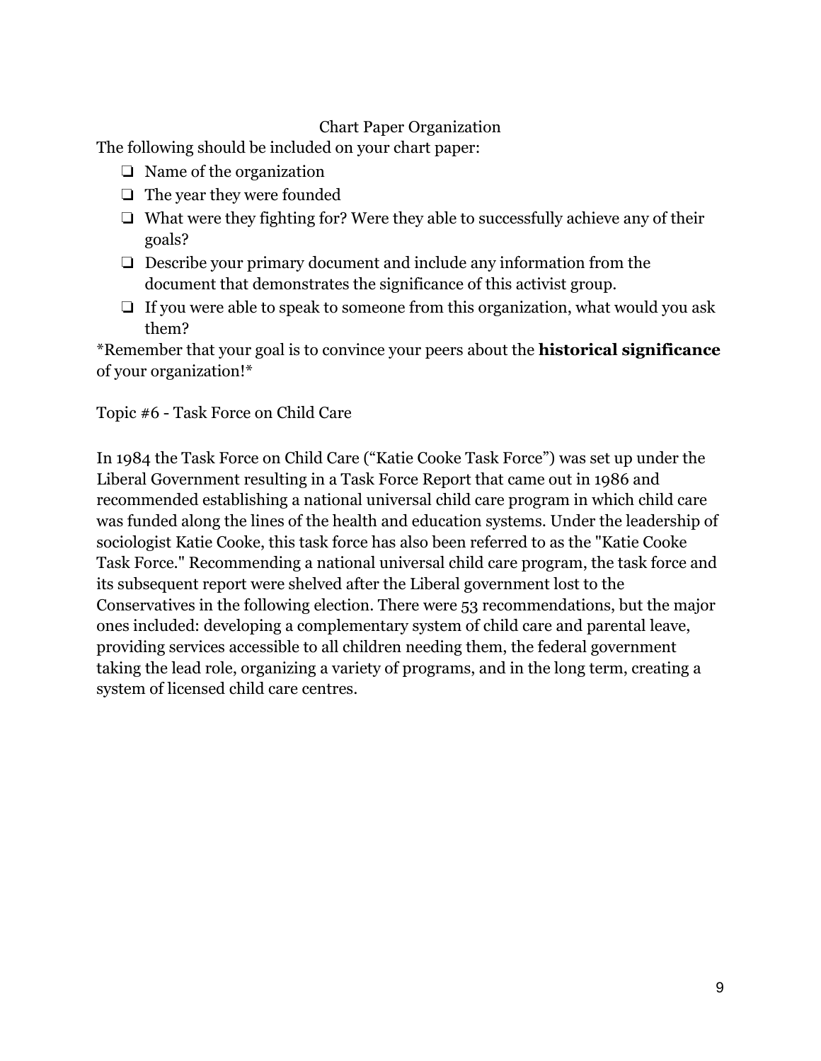## Chart Paper Organization

The following should be included on your chart paper:

- ❑ Name of the organization
- ❑ The year they were founded
- ❑ What were they fighting for? Were they able to successfully achieve any of their goals?
- ❑ Describe your primary document and include any information from the document that demonstrates the significance of this activist group.
- ❑ If you were able to speak to someone from this organization, what would you ask them?

*Remember that your goal is to convince your peers about the **historical significance** of your organization!*

Topic #6 - Task Force on Child Care

In 1984 the Task Force on Child Care ("Katie Cooke Task Force") was set up under the Liberal Government resulting in a Task Force Report that came out in 1986 and recommended establishing a national universal child care program in which child care was funded along the lines of the health and education systems. Under the leadership of sociologist Katie Cooke, this task force has also been referred to as the "Katie Cooke Task Force." Recommending a national universal child care program, the task force and its subsequent report were shelved after the Liberal government lost to the Conservatives in the following election. There were 53 recommendations, but the major ones included: developing a complementary system of child care and parental leave, providing services accessible to all children needing them, the federal government taking the lead role, organizing a variety of programs, and in the long term, creating a system of licensed child care centres.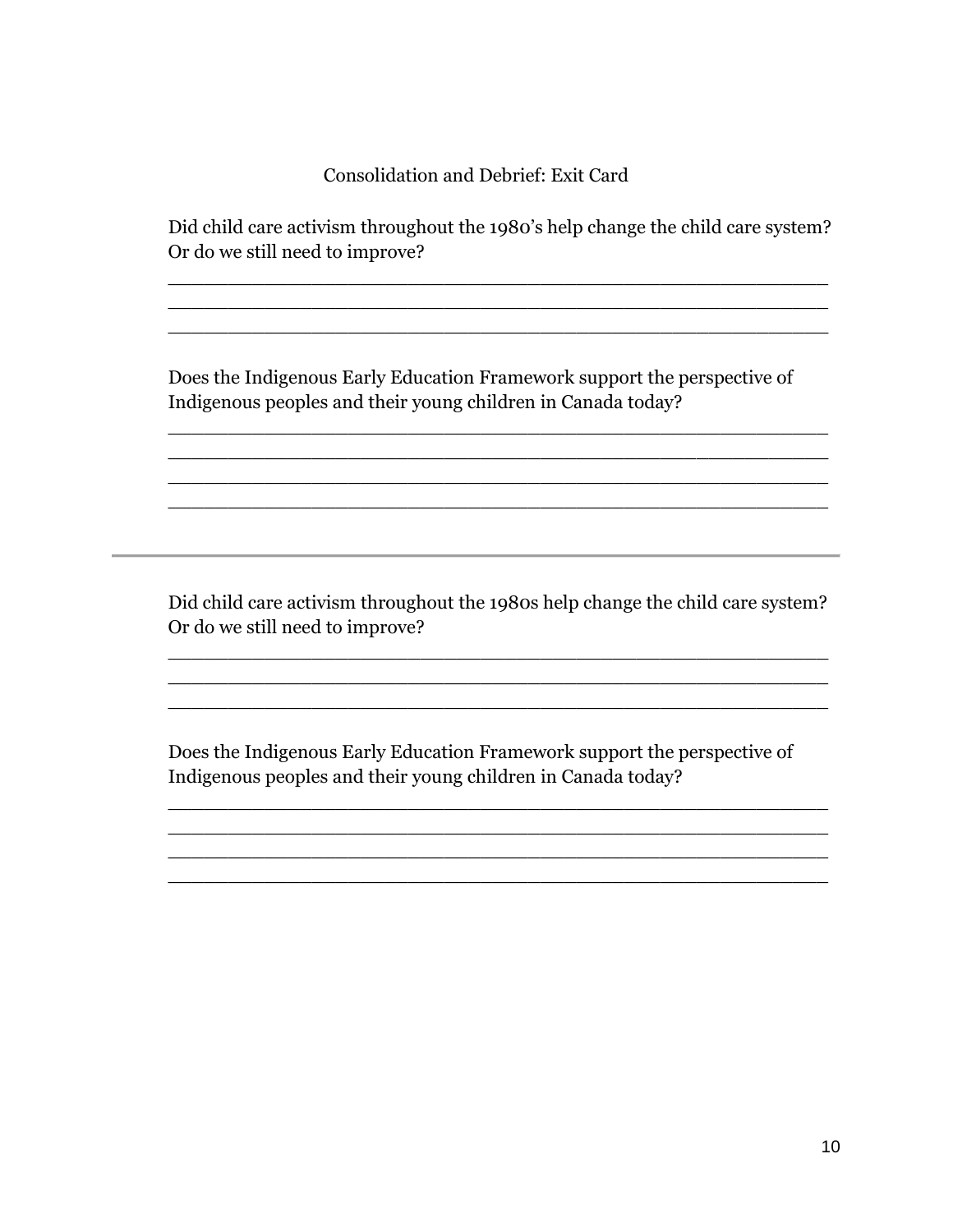## Consolidation and Debrief: Exit Card

Did child care activism throughout the 1980's help change the child care system? Or do we still need to improve?

_______________________________________________________
_______________________________________________________
_______________________________________________________

Does the Indigenous Early Education Framework support the perspective of Indigenous peoples and their young children in Canada today?

_______________________________________________________
_______________________________________________________
_______________________________________________________
_______________________________________________________

---

Did child care activism throughout the 1980s help change the child care system? Or do we still need to improve?

_______________________________________________________
_______________________________________________________
_______________________________________________________

Does the Indigenous Early Education Framework support the perspective of Indigenous peoples and their young children in Canada today?

_______________________________________________________
_______________________________________________________
_______________________________________________________
_______________________________________________________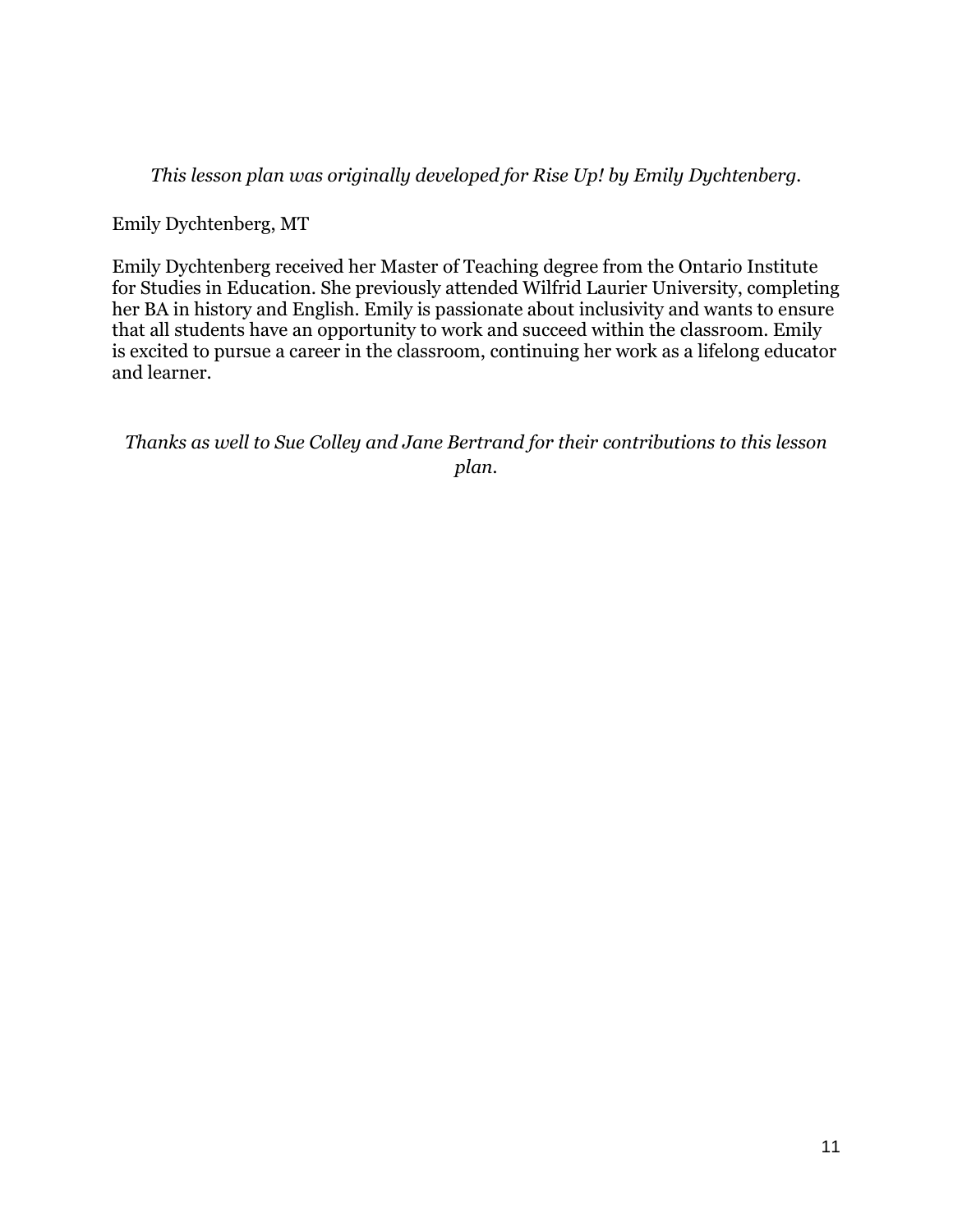*This lesson plan was originally developed for Rise Up! by Emily Dychtenberg.*

Emily Dychtenberg, MT

Emily Dychtenberg received her Master of Teaching degree from the Ontario Institute for Studies in Education. She previously attended Wilfrid Laurier University, completing her BA in history and English. Emily is passionate about inclusivity and wants to ensure that all students have an opportunity to work and succeed within the classroom. Emily is excited to pursue a career in the classroom, continuing her work as a lifelong educator and learner.

*Thanks as well to Sue Colley and Jane Bertrand for their contributions to this lesson plan.*